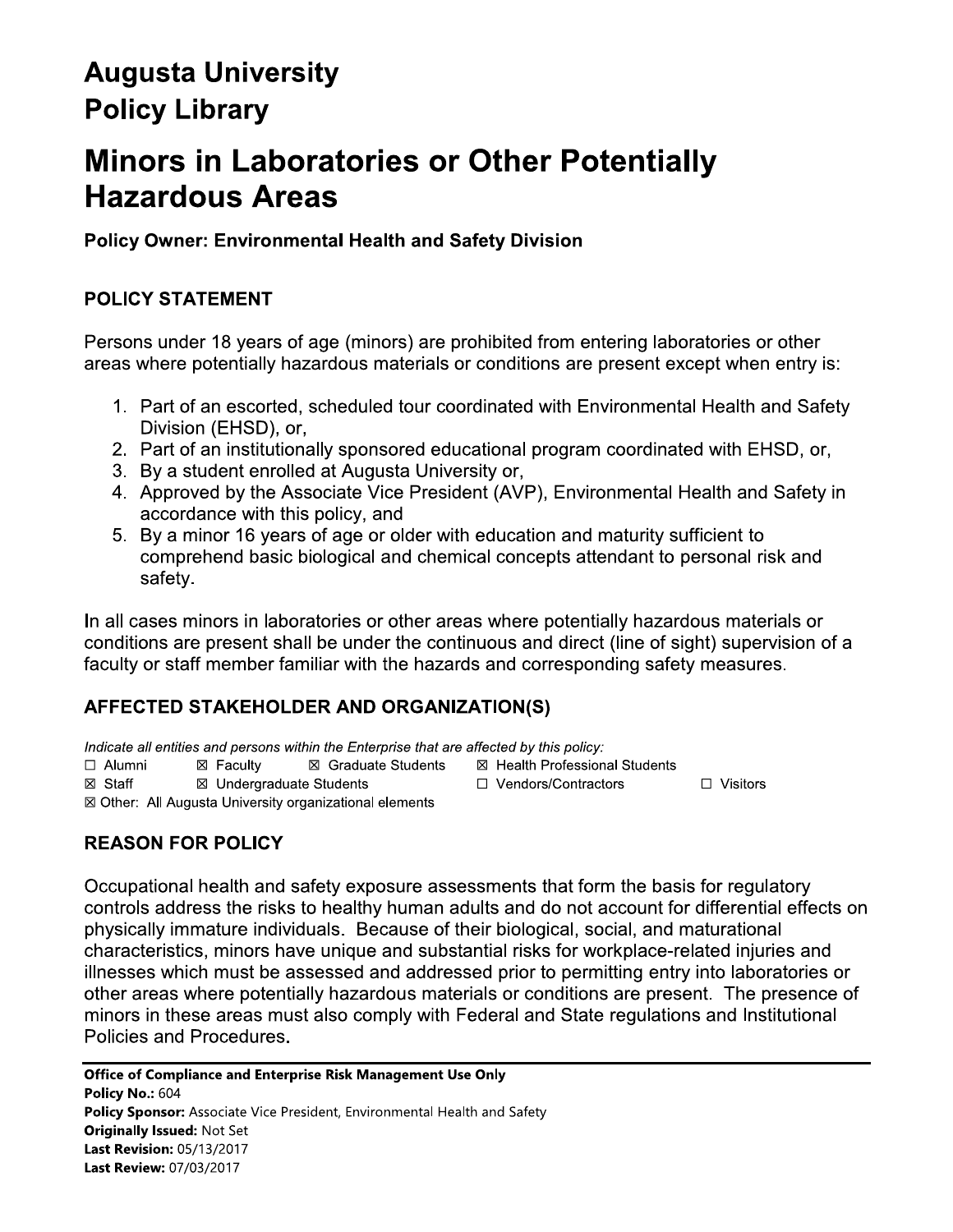# Augusta University
# Policy Library

# Minors in Laboratories or Other Potentially Hazardous Areas

**Policy Owner: Environmental Health and Safety Division**

## POLICY STATEMENT

Persons under 18 years of age (minors) are prohibited from entering laboratories or other areas where potentially hazardous materials or conditions are present except when entry is:

1. Part of an escorted, scheduled tour coordinated with Environmental Health and Safety Division (EHSD), or,
2. Part of an institutionally sponsored educational program coordinated with EHSD, or,
3. By a student enrolled at Augusta University or,
4. Approved by the Associate Vice President (AVP), Environmental Health and Safety in accordance with this policy, and
5. By a minor 16 years of age or older with education and maturity sufficient to comprehend basic biological and chemical concepts attendant to personal risk and safety.

In all cases minors in laboratories or other areas where potentially hazardous materials or conditions are present shall be under the continuous and direct (line of sight) supervision of a faculty or staff member familiar with the hazards and corresponding safety measures.

## AFFECTED STAKEHOLDER AND ORGANIZATION(S)

*Indicate all entities and persons within the Enterprise that are affected by this policy:*

☐ Alumni ☒ Faculty ☒ Graduate Students ☒ Health Professional Students
☒ Staff ☒ Undergraduate Students ☐ Vendors/Contractors ☐ Visitors
☒ Other: All Augusta University organizational elements

## REASON FOR POLICY

Occupational health and safety exposure assessments that form the basis for regulatory controls address the risks to healthy human adults and do not account for differential effects on physically immature individuals. Because of their biological, social, and maturational characteristics, minors have unique and substantial risks for workplace-related injuries and illnesses which must be assessed and addressed prior to permitting entry into laboratories or other areas where potentially hazardous materials or conditions are present. The presence of minors in these areas must also comply with Federal and State regulations and Institutional Policies and Procedures.

**Office of Compliance and Enterprise Risk Management Use Only**
**Policy No.:** 604
**Policy Sponsor:** Associate Vice President, Environmental Health and Safety
**Originally Issued:** Not Set
**Last Revision:** 05/13/2017
**Last Review:** 07/03/2017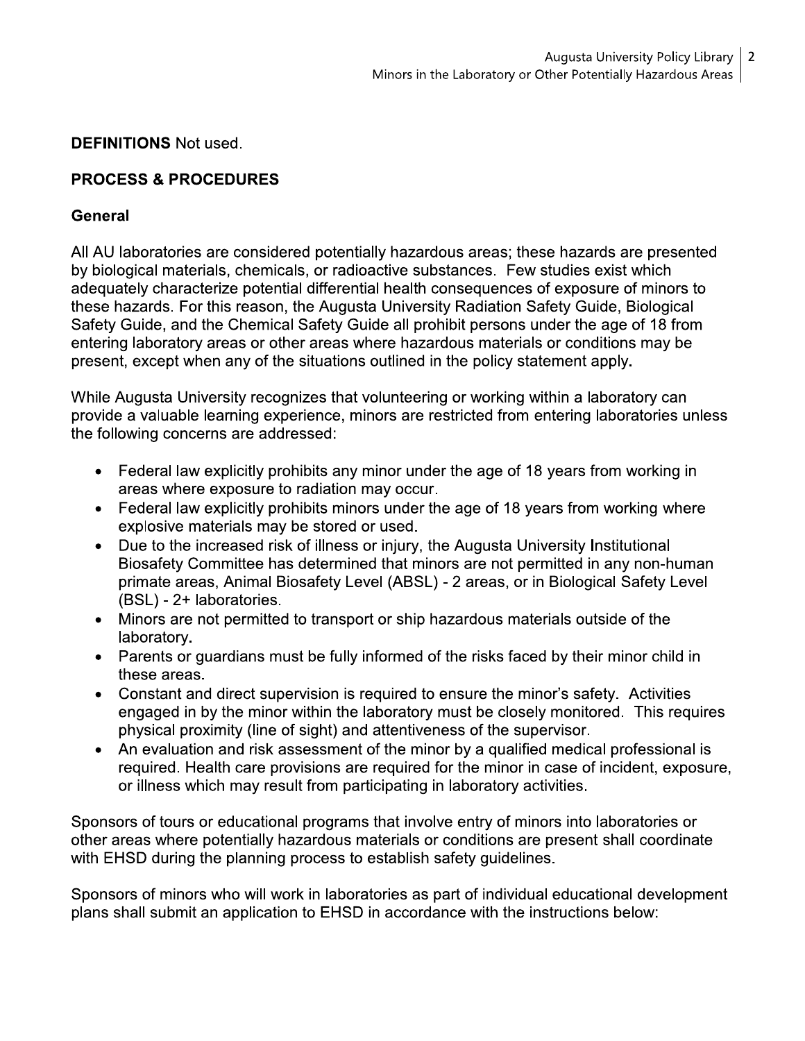**DEFINITIONS** Not used.

## PROCESS & PROCEDURES

### General

All AU laboratories are considered potentially hazardous areas; these hazards are presented by biological materials, chemicals, or radioactive substances. Few studies exist which adequately characterize potential differential health consequences of exposure of minors to these hazards. For this reason, the Augusta University Radiation Safety Guide, Biological Safety Guide, and the Chemical Safety Guide all prohibit persons under the age of 18 from entering laboratory areas or other areas where hazardous materials or conditions may be present, except when any of the situations outlined in the policy statement apply.

While Augusta University recognizes that volunteering or working within a laboratory can provide a valuable learning experience, minors are restricted from entering laboratories unless the following concerns are addressed:

- Federal law explicitly prohibits any minor under the age of 18 years from working in areas where exposure to radiation may occur.
- Federal law explicitly prohibits minors under the age of 18 years from working where explosive materials may be stored or used.
- Due to the increased risk of illness or injury, the Augusta University Institutional Biosafety Committee has determined that minors are not permitted in any non-human primate areas, Animal Biosafety Level (ABSL) - 2 areas, or in Biological Safety Level (BSL) - 2+ laboratories.
- Minors are not permitted to transport or ship hazardous materials outside of the laboratory.
- Parents or guardians must be fully informed of the risks faced by their minor child in these areas.
- Constant and direct supervision is required to ensure the minor's safety. Activities engaged in by the minor within the laboratory must be closely monitored. This requires physical proximity (line of sight) and attentiveness of the supervisor.
- An evaluation and risk assessment of the minor by a qualified medical professional is required. Health care provisions are required for the minor in case of incident, exposure, or illness which may result from participating in laboratory activities.

Sponsors of tours or educational programs that involve entry of minors into laboratories or other areas where potentially hazardous materials or conditions are present shall coordinate with EHSD during the planning process to establish safety guidelines.

Sponsors of minors who will work in laboratories as part of individual educational development plans shall submit an application to EHSD in accordance with the instructions below: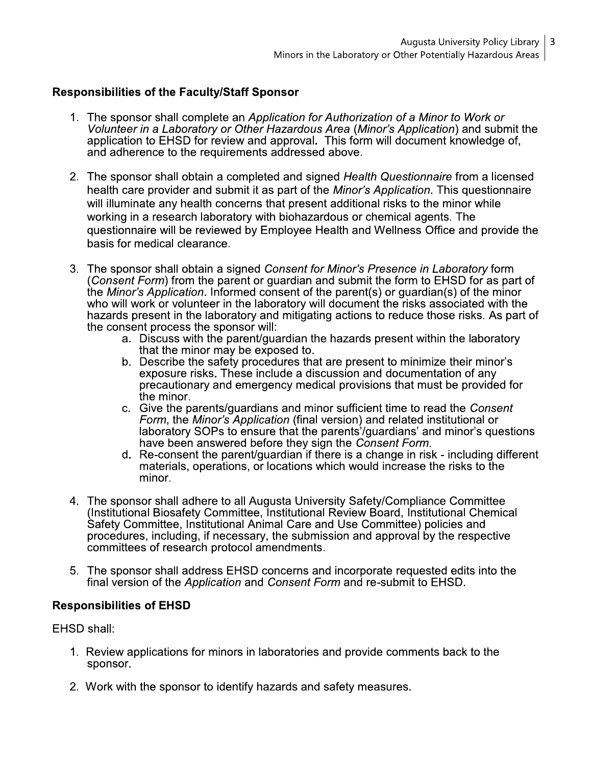## Responsibilities of the Faculty/Staff Sponsor

1. The sponsor shall complete an *Application for Authorization of a Minor to Work or Volunteer in a Laboratory or Other Hazardous Area* (*Minor's Application*) and submit the application to EHSD for review and approval. This form will document knowledge of, and adherence to the requirements addressed above.

2. The sponsor shall obtain a completed and signed *Health Questionnaire* from a licensed health care provider and submit it as part of the *Minor's Application*. This questionnaire will illuminate any health concerns that present additional risks to the minor while working in a research laboratory with biohazardous or chemical agents. The questionnaire will be reviewed by Employee Health and Wellness Office and provide the basis for medical clearance.

3. The sponsor shall obtain a signed *Consent for Minor's Presence in Laboratory* form (*Consent Form*) from the parent or guardian and submit the form to EHSD for as part of the *Minor's Application*. Informed consent of the parent(s) or guardian(s) of the minor who will work or volunteer in the laboratory will document the risks associated with the hazards present in the laboratory and mitigating actions to reduce those risks. As part of the consent process the sponsor will:
   a. Discuss with the parent/guardian the hazards present within the laboratory that the minor may be exposed to.
   b. Describe the safety procedures that are present to minimize their minor's exposure risks. These include a discussion and documentation of any precautionary and emergency medical provisions that must be provided for the minor.
   c. Give the parents/guardians and minor sufficient time to read the *Consent Form*, the *Minor's Application* (final version) and related institutional or laboratory SOPs to ensure that the parents'/guardians' and minor's questions have been answered before they sign the *Consent Form*.
   d. Re-consent the parent/guardian if there is a change in risk - including different materials, operations, or locations which would increase the risks to the minor.

4. The sponsor shall adhere to all Augusta University Safety/Compliance Committee (Institutional Biosafety Committee, Institutional Review Board, Institutional Chemical Safety Committee, Institutional Animal Care and Use Committee) policies and procedures, including, if necessary, the submission and approval by the respective committees of research protocol amendments.

5. The sponsor shall address EHSD concerns and incorporate requested edits into the final version of the *Application* and *Consent Form* and re-submit to EHSD.

## Responsibilities of EHSD

EHSD shall:

1. Review applications for minors in laboratories and provide comments back to the sponsor.

2. Work with the sponsor to identify hazards and safety measures.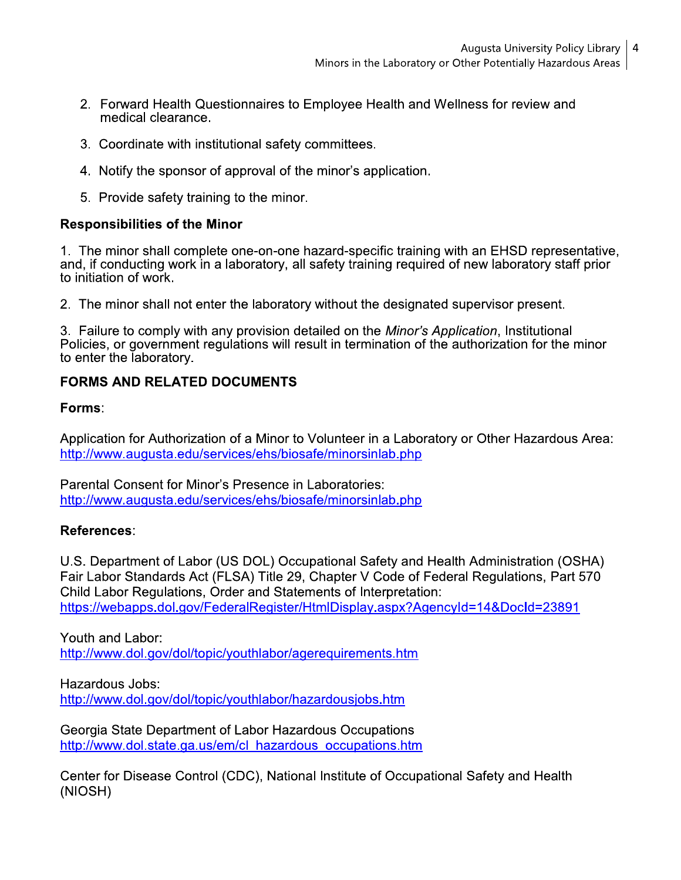2. Forward Health Questionnaires to Employee Health and Wellness for review and medical clearance.

3. Coordinate with institutional safety committees.

4. Notify the sponsor of approval of the minor's application.

5. Provide safety training to the minor.

**Responsibilities of the Minor**

1. The minor shall complete one-on-one hazard-specific training with an EHSD representative, and, if conducting work in a laboratory, all safety training required of new laboratory staff prior to initiation of work.

2. The minor shall not enter the laboratory without the designated supervisor present.

3. Failure to comply with any provision detailed on the *Minor's Application*, Institutional Policies, or government regulations will result in termination of the authorization for the minor to enter the laboratory.

## FORMS AND RELATED DOCUMENTS

**Forms**:

Application for Authorization of a Minor to Volunteer in a Laboratory or Other Hazardous Area:
http://www.augusta.edu/services/ehs/biosafe/minorsinlab.php

Parental Consent for Minor's Presence in Laboratories:
http://www.augusta.edu/services/ehs/biosafe/minorsinlab.php

**References**:

U.S. Department of Labor (US DOL) Occupational Safety and Health Administration (OSHA) Fair Labor Standards Act (FLSA) Title 29, Chapter V Code of Federal Regulations, Part 570 Child Labor Regulations, Order and Statements of Interpretation:
https://webapps.dol.gov/FederalRegister/HtmlDisplay.aspx?AgencyId=14&DocId=23891

Youth and Labor:
http://www.dol.gov/dol/topic/youthlabor/agerequirements.htm

Hazardous Jobs:
http://www.dol.gov/dol/topic/youthlabor/hazardousjobs.htm

Georgia State Department of Labor Hazardous Occupations
http://www.dol.state.ga.us/em/cl_hazardous_occupations.htm

Center for Disease Control (CDC), National Institute of Occupational Safety and Health (NIOSH)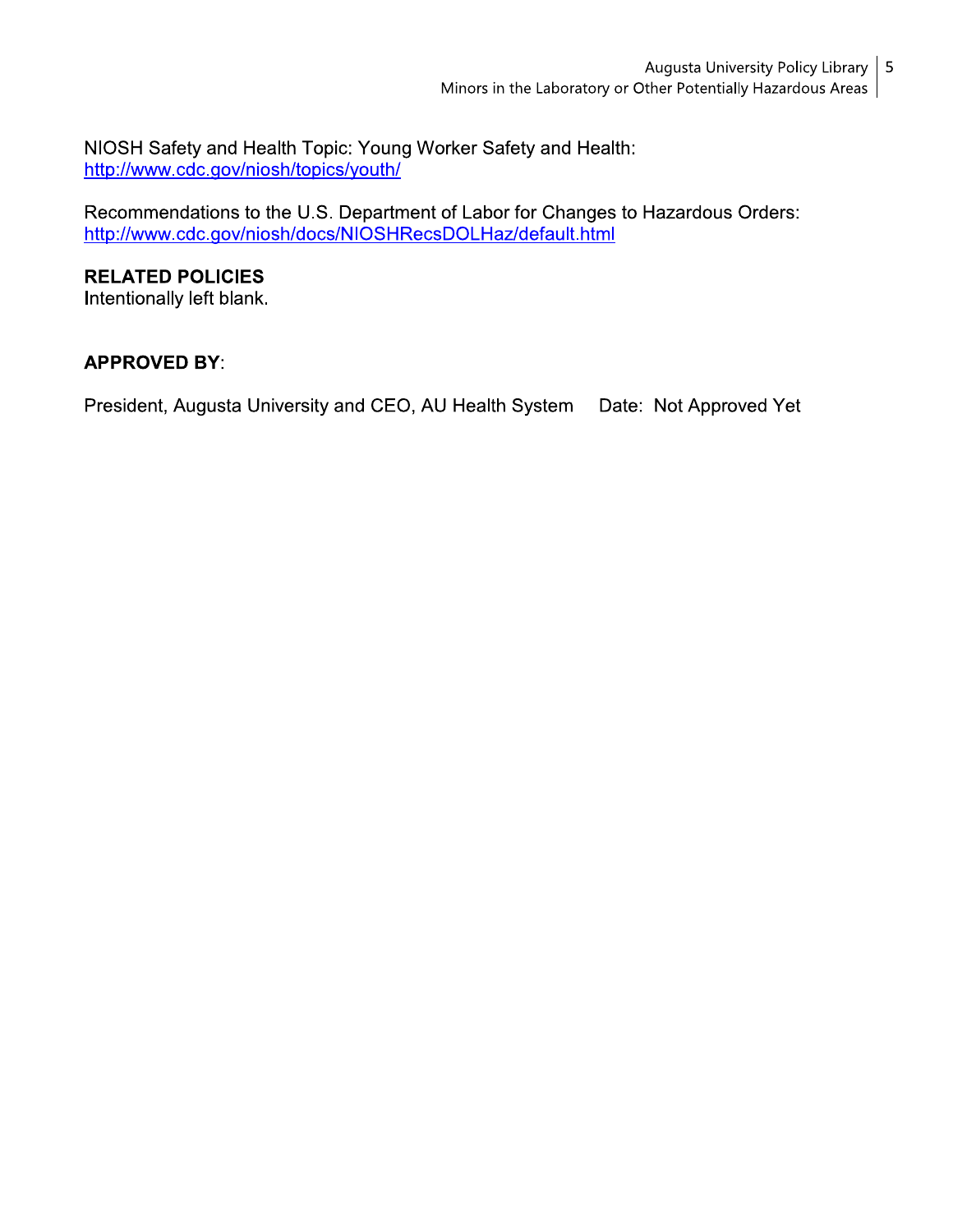NIOSH Safety and Health Topic: Young Worker Safety and Health:
http://www.cdc.gov/niosh/topics/youth/

Recommendations to the U.S. Department of Labor for Changes to Hazardous Orders:
http://www.cdc.gov/niosh/docs/NIOSHRecsDOLHaz/default.html

**RELATED POLICIES**
Intentionally left blank.

**APPROVED BY**:

President, Augusta University and CEO, AU Health System     Date: Not Approved Yet